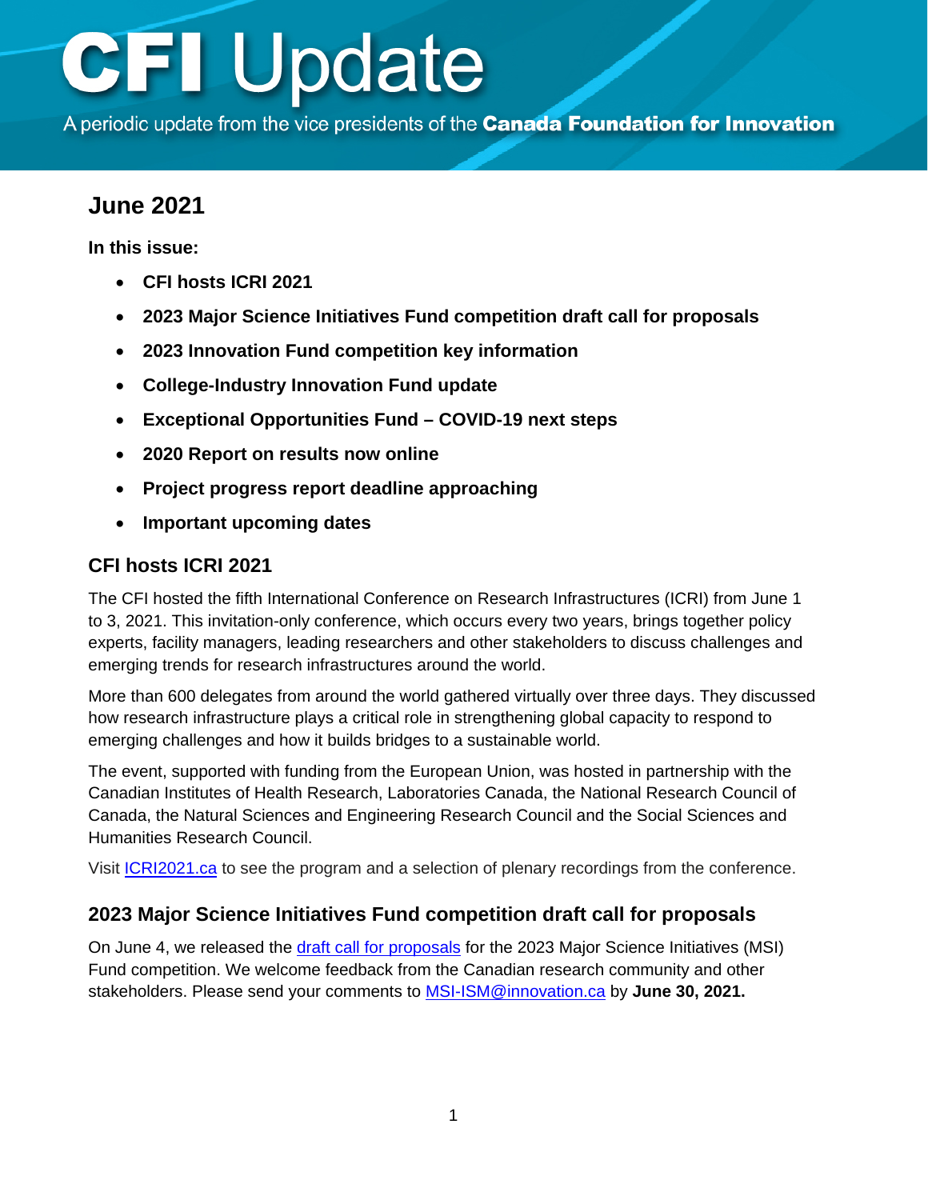# CFI Update

A periodic update from the vice presidents of the **Canada Foundation for Innovation**

## June 2021

**In this issue:**

- **CFI hosts ICRI 2021**
- **2023 Major Science Initiatives Fund competition draft call for proposals**
- **2023 Innovation Fund competition key information**
- **College-Industry Innovation Fund update**
- **Exceptional Opportunities Fund – COVID-19 next steps**
- **2020 Report on results now online**
- **Project progress report deadline approaching**
- **Important upcoming dates**

### CFI hosts ICRI 2021

The CFI hosted the fifth International Conference on Research Infrastructures (ICRI) from June 1 to 3, 2021. This invitation-only conference, which occurs every two years, brings together policy experts, facility managers, leading researchers and other stakeholders to discuss challenges and emerging trends for research infrastructures around the world.

More than 600 delegates from around the world gathered virtually over three days. They discussed how research infrastructure plays a critical role in strengthening global capacity to respond to emerging challenges and how it builds bridges to a sustainable world.

The event, supported with funding from the European Union, was hosted in partnership with the Canadian Institutes of Health Research, Laboratories Canada, the National Research Council of Canada, the Natural Sciences and Engineering Research Council and the Social Sciences and Humanities Research Council.

Visit ICRI2021.ca to see the program and a selection of plenary recordings from the conference.

### 2023 Major Science Initiatives Fund competition draft call for proposals

On June 4, we released the draft call for proposals for the 2023 Major Science Initiatives (MSI) Fund competition. We welcome feedback from the Canadian research community and other stakeholders. Please send your comments to MSI-ISM@innovation.ca by **June 30, 2021.**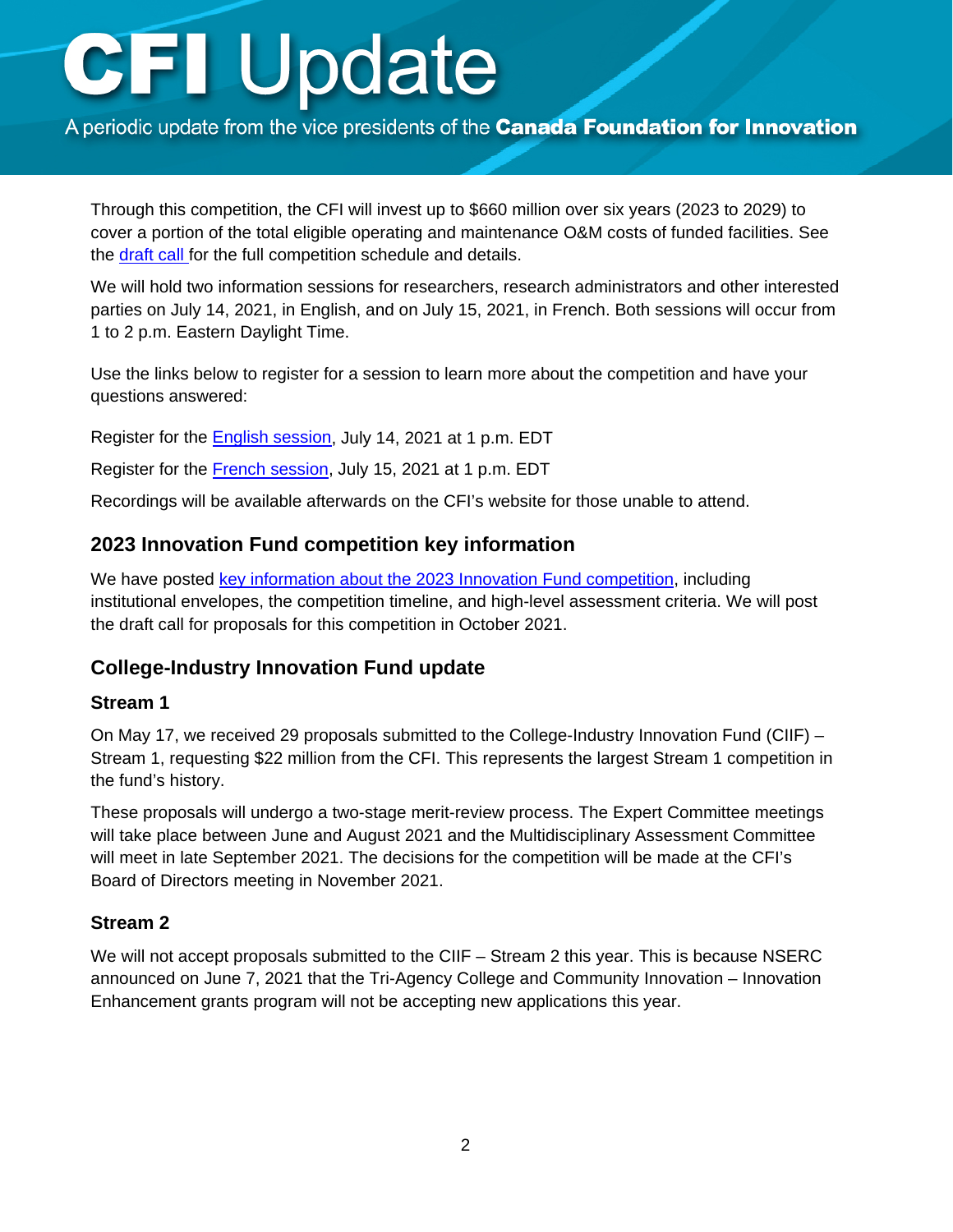Through this competition, the CFI will invest up to $660 million over six years (2023 to 2029) to cover a portion of the total eligible operating and maintenance O&M costs of funded facilities. See the draft call for the full competition schedule and details.

We will hold two information sessions for researchers, research administrators and other interested parties on July 14, 2021, in English, and on July 15, 2021, in French. Both sessions will occur from 1 to 2 p.m. Eastern Daylight Time.

Use the links below to register for a session to learn more about the competition and have your questions answered:

Register for the English session, July 14, 2021 at 1 p.m. EDT

Register for the French session, July 15, 2021 at 1 p.m. EDT

Recordings will be available afterwards on the CFI's website for those unable to attend.

## 2023 Innovation Fund competition key information

We have posted key information about the 2023 Innovation Fund competition, including institutional envelopes, the competition timeline, and high-level assessment criteria. We will post the draft call for proposals for this competition in October 2021.

## College-Industry Innovation Fund update

### Stream 1

On May 17, we received 29 proposals submitted to the College-Industry Innovation Fund (CIIF) – Stream 1, requesting $22 million from the CFI. This represents the largest Stream 1 competition in the fund's history.

These proposals will undergo a two-stage merit-review process. The Expert Committee meetings will take place between June and August 2021 and the Multidisciplinary Assessment Committee will meet in late September 2021. The decisions for the competition will be made at the CFI's Board of Directors meeting in November 2021.

### Stream 2

We will not accept proposals submitted to the CIIF – Stream 2 this year. This is because NSERC announced on June 7, 2021 that the Tri-Agency College and Community Innovation – Innovation Enhancement grants program will not be accepting new applications this year.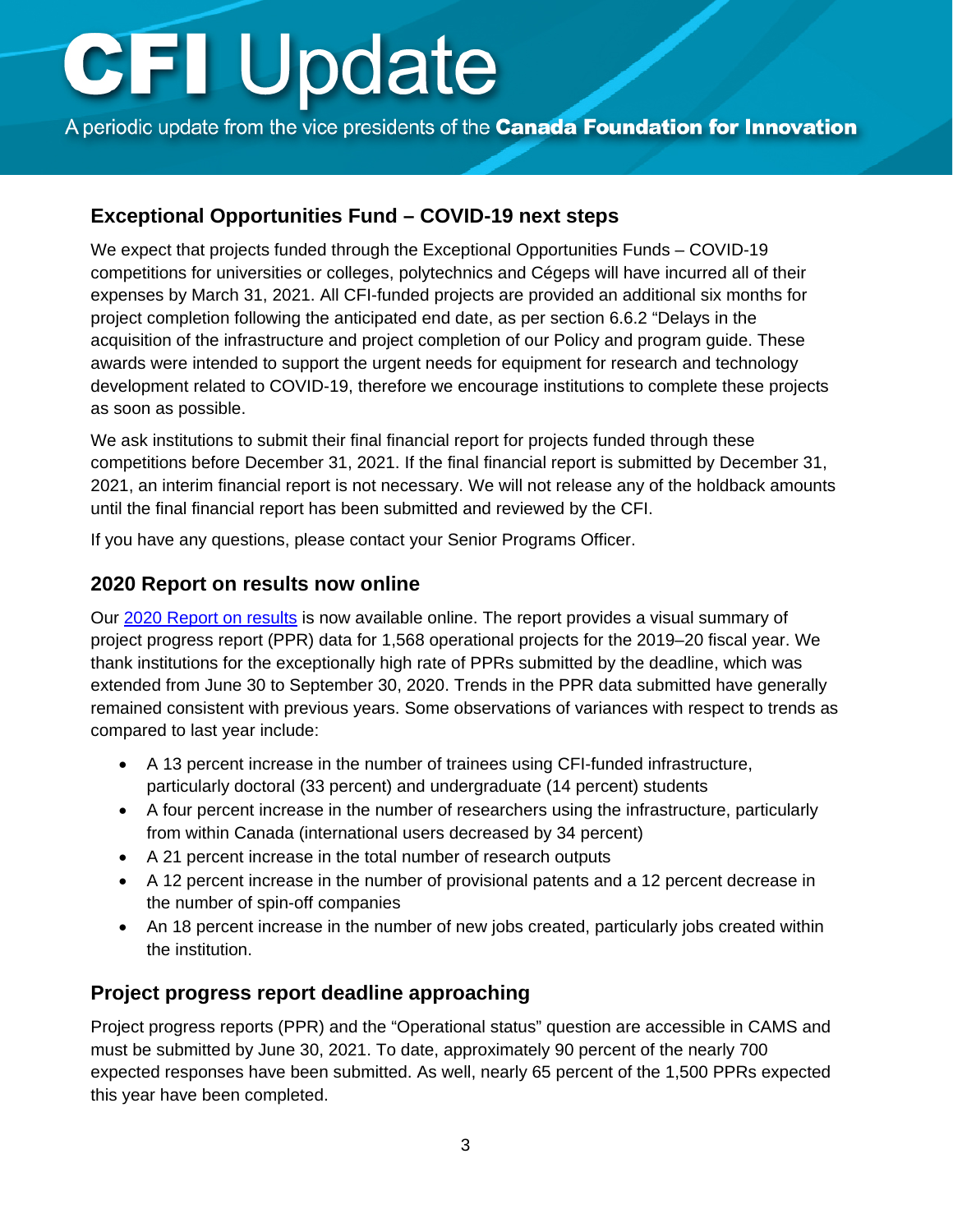# CFI Update

A periodic update from the vice presidents of the **Canada Foundation for Innovation**

## Exceptional Opportunities Fund – COVID-19 next steps

We expect that projects funded through the Exceptional Opportunities Funds – COVID-19 competitions for universities or colleges, polytechnics and Cégeps will have incurred all of their expenses by March 31, 2021. All CFI-funded projects are provided an additional six months for project completion following the anticipated end date, as per section 6.6.2 "Delays in the acquisition of the infrastructure and project completion of our Policy and program guide. These awards were intended to support the urgent needs for equipment for research and technology development related to COVID-19, therefore we encourage institutions to complete these projects as soon as possible.

We ask institutions to submit their final financial report for projects funded through these competitions before December 31, 2021. If the final financial report is submitted by December 31, 2021, an interim financial report is not necessary. We will not release any of the holdback amounts until the final financial report has been submitted and reviewed by the CFI.

If you have any questions, please contact your Senior Programs Officer.

## 2020 Report on results now online

Our 2020 Report on results is now available online. The report provides a visual summary of project progress report (PPR) data for 1,568 operational projects for the 2019–20 fiscal year. We thank institutions for the exceptionally high rate of PPRs submitted by the deadline, which was extended from June 30 to September 30, 2020. Trends in the PPR data submitted have generally remained consistent with previous years. Some observations of variances with respect to trends as compared to last year include:

- A 13 percent increase in the number of trainees using CFI-funded infrastructure, particularly doctoral (33 percent) and undergraduate (14 percent) students
- A four percent increase in the number of researchers using the infrastructure, particularly from within Canada (international users decreased by 34 percent)
- A 21 percent increase in the total number of research outputs
- A 12 percent increase in the number of provisional patents and a 12 percent decrease in the number of spin-off companies
- An 18 percent increase in the number of new jobs created, particularly jobs created within the institution.

## Project progress report deadline approaching

Project progress reports (PPR) and the "Operational status" question are accessible in CAMS and must be submitted by June 30, 2021. To date, approximately 90 percent of the nearly 700 expected responses have been submitted. As well, nearly 65 percent of the 1,500 PPRs expected this year have been completed.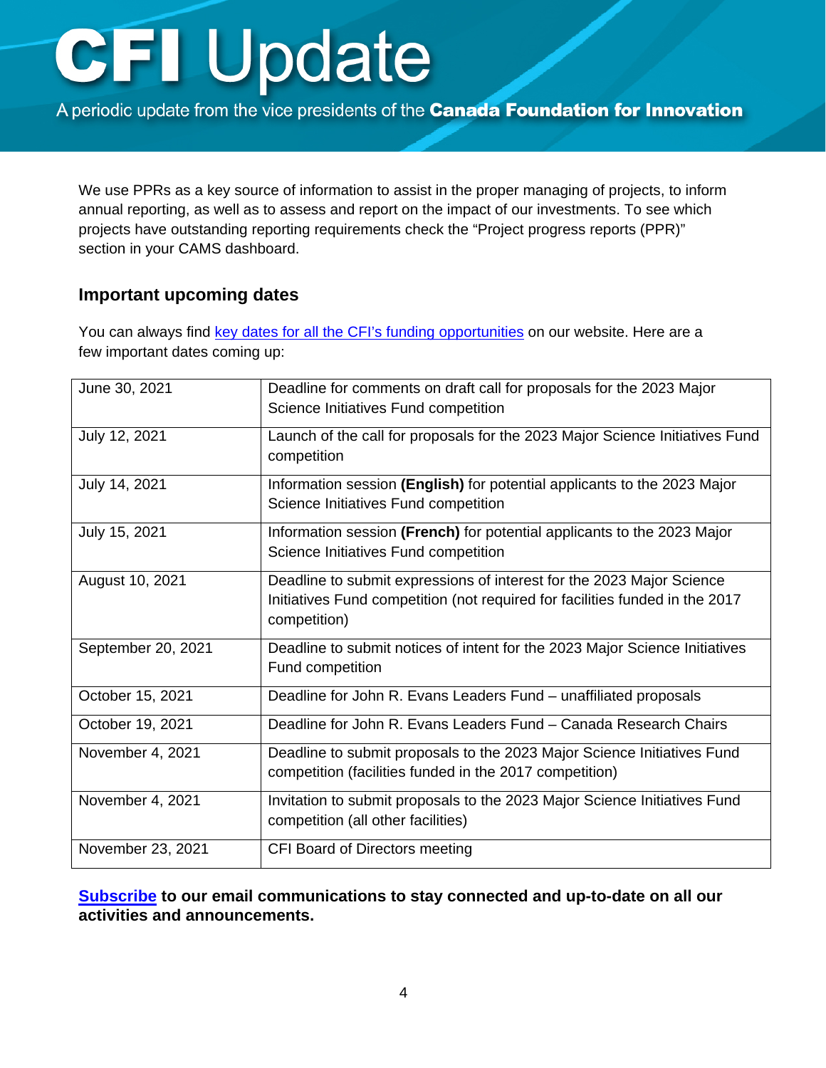# CFI Update

A periodic update from the vice presidents of the **Canada Foundation for Innovation**

We use PPRs as a key source of information to assist in the proper managing of projects, to inform annual reporting, as well as to assess and report on the impact of our investments. To see which projects have outstanding reporting requirements check the "Project progress reports (PPR)" section in your CAMS dashboard.

## Important upcoming dates

You can always find [key dates for all the CFI's funding opportunities] on our website. Here are a few important dates coming up:

| | |
|---|---|
| June 30, 2021 | Deadline for comments on draft call for proposals for the 2023 Major Science Initiatives Fund competition |
| July 12, 2021 | Launch of the call for proposals for the 2023 Major Science Initiatives Fund competition |
| July 14, 2021 | Information session **(English)** for potential applicants to the 2023 Major Science Initiatives Fund competition |
| July 15, 2021 | Information session **(French)** for potential applicants to the 2023 Major Science Initiatives Fund competition |
| August 10, 2021 | Deadline to submit expressions of interest for the 2023 Major Science Initiatives Fund competition (not required for facilities funded in the 2017 competition) |
| September 20, 2021 | Deadline to submit notices of intent for the 2023 Major Science Initiatives Fund competition |
| October 15, 2021 | Deadline for John R. Evans Leaders Fund – unaffiliated proposals |
| October 19, 2021 | Deadline for John R. Evans Leaders Fund – Canada Research Chairs |
| November 4, 2021 | Deadline to submit proposals to the 2023 Major Science Initiatives Fund competition (facilities funded in the 2017 competition) |
| November 4, 2021 | Invitation to submit proposals to the 2023 Major Science Initiatives Fund competition (all other facilities) |
| November 23, 2021 | CFI Board of Directors meeting |

**[Subscribe] to our email communications to stay connected and up-to-date on all our activities and announcements.**